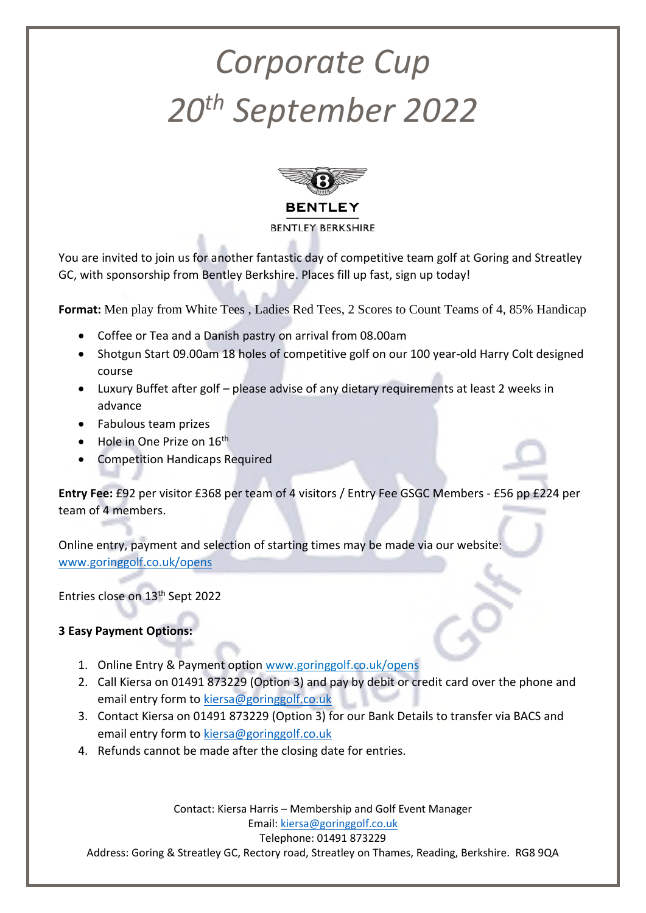# *Corporate Cup*
# *20th September 2022*

BENTLEY

BENTLEY BERKSHIRE

You are invited to join us for another fantastic day of competitive team golf at Goring and Streatley GC, with sponsorship from Bentley Berkshire. Places fill up fast, sign up today!

**Format:** Men play from White Tees , Ladies Red Tees, 2 Scores to Count Teams of 4, 85% Handicap

- Coffee or Tea and a Danish pastry on arrival from 08.00am
- Shotgun Start 09.00am 18 holes of competitive golf on our 100 year-old Harry Colt designed course
- Luxury Buffet after golf – please advise of any dietary requirements at least 2 weeks in advance
- Fabulous team prizes
- Hole in One Prize on 16th
- Competition Handicaps Required

**Entry Fee:** £92 per visitor £368 per team of 4 visitors / Entry Fee GSGC Members - £56 pp £224 per team of 4 members.

Online entry, payment and selection of starting times may be made via our website: www.goringgolf.co.uk/opens

Entries close on 13th Sept 2022

**3 Easy Payment Options:**

1. Online Entry & Payment option www.goringgolf.co.uk/opens
2. Call Kiersa on 01491 873229 (Option 3) and pay by debit or credit card over the phone and email entry form to kiersa@goringgolf.co.uk
3. Contact Kiersa on 01491 873229 (Option 3) for our Bank Details to transfer via BACS and email entry form to kiersa@goringgolf.co.uk
4. Refunds cannot be made after the closing date for entries.

Contact: Kiersa Harris – Membership and Golf Event Manager
Email: kiersa@goringgolf.co.uk
Telephone: 01491 873229
Address: Goring & Streatley GC, Rectory road, Streatley on Thames, Reading, Berkshire. RG8 9QA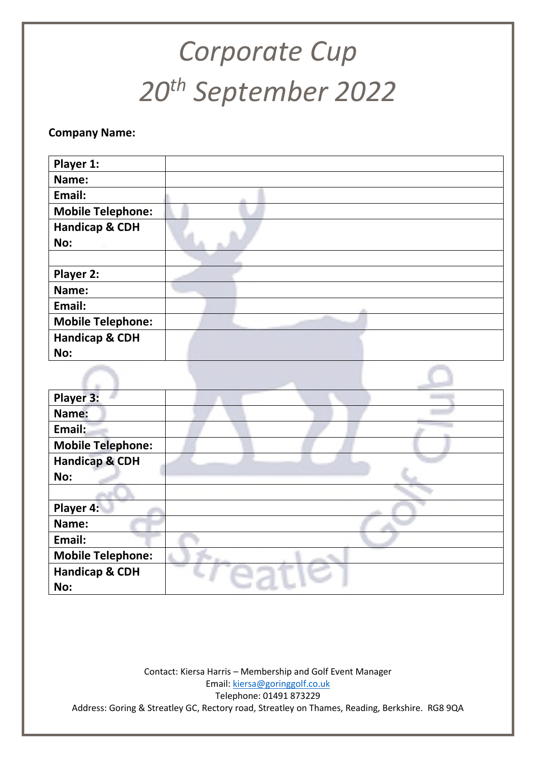# *Corporate Cup*

# *20th September 2022*

**Company Name:**

| | |
|---|---|
| **Player 1:** | |
| **Name:** | |
| **Email:** | |
| **Mobile Telephone:** | |
| **Handicap & CDH No:** | |
| | |
| **Player 2:** | |
| **Name:** | |
| **Email:** | |
| **Mobile Telephone:** | |
| **Handicap & CDH No:** | |

| | |
|---|---|
| **Player 3:** | |
| **Name:** | |
| **Email:** | |
| **Mobile Telephone:** | |
| **Handicap & CDH No:** | |
| | |
| **Player 4:** | |
| **Name:** | |
| **Email:** | |
| **Mobile Telephone:** | |
| **Handicap & CDH No:** | |

Contact: Kiersa Harris – Membership and Golf Event Manager
Email: kiersa@goringgolf.co.uk
Telephone: 01491 873229
Address: Goring & Streatley GC, Rectory road, Streatley on Thames, Reading, Berkshire. RG8 9QA